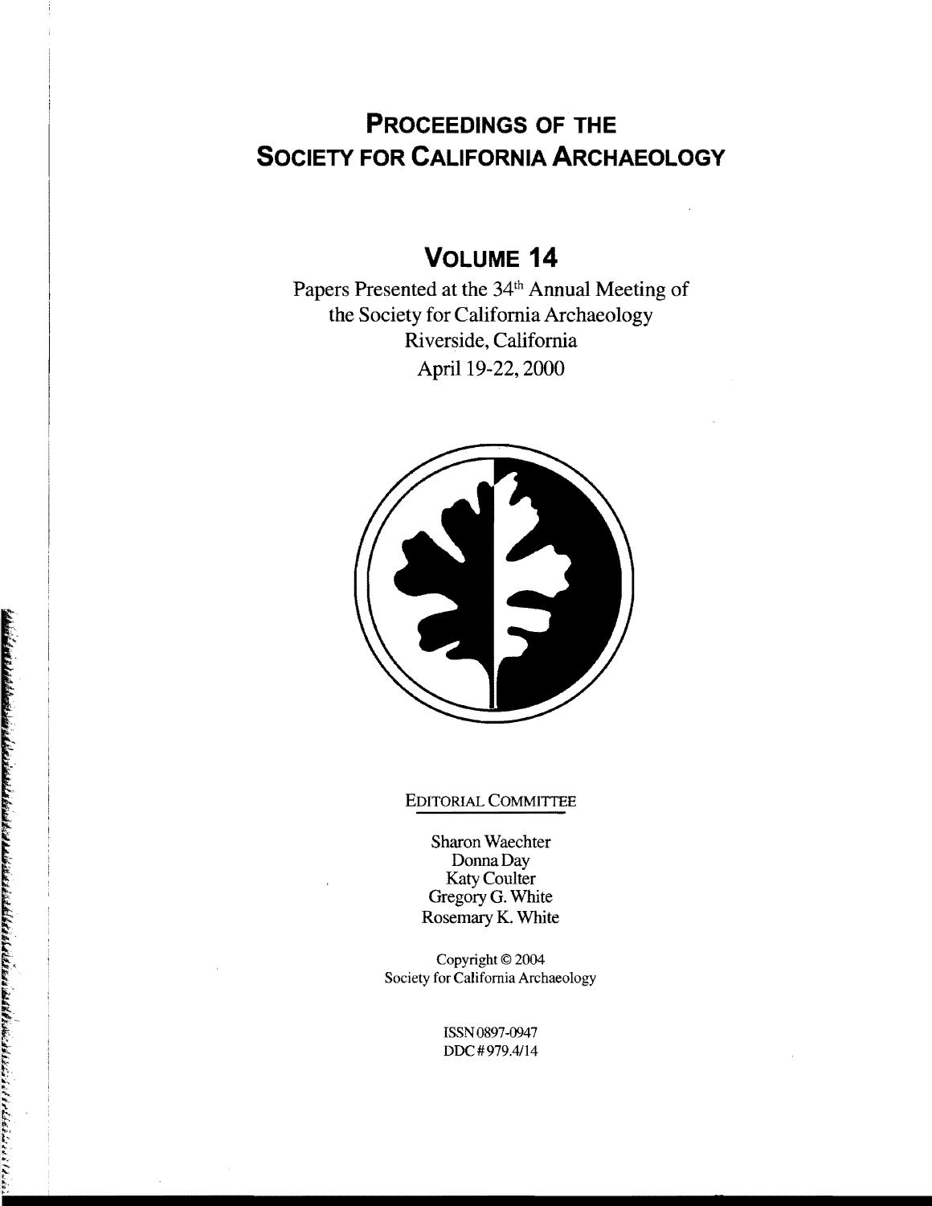# PROCEEDINGS OF THE SOCIETY FOR CALIFORNIA ARCHAEOLOGY

## VOLUME 14

Papers Presented at the 34th Annual Meeting of the Society for California Archaeology
Riverside, California
April 19-22, 2000

EDITORIAL COMMITTEE

Sharon Waechter
Donna Day
Katy Coulter
Gregory G. White
Rosemary K. White

Copyright © 2004
Society for California Archaeology

ISSN 0897-0947
DDC # 979.4/14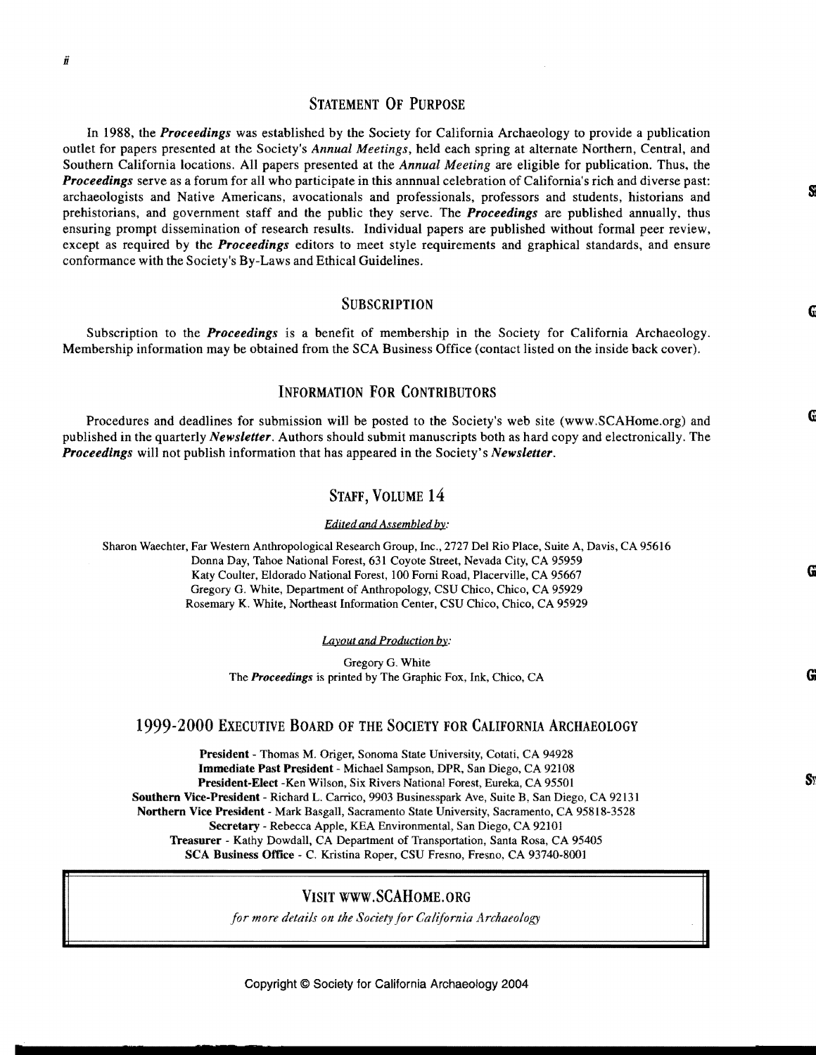## Statement Of Purpose

In 1988, the ***Proceedings*** was established by the Society for California Archaeology to provide a publication outlet for papers presented at the Society's *Annual Meetings*, held each spring at alternate Northern, Central, and Southern California locations. All papers presented at the *Annual Meeting* are eligible for publication. Thus, the ***Proceedings*** serve as a forum for all who participate in this annnual celebration of California's rich and diverse past: archaeologists and Native Americans, avocationals and professionals, professors and students, historians and prehistorians, and government staff and the public they serve. The ***Proceedings*** are published annually, thus ensuring prompt dissemination of research results. Individual papers are published without formal peer review, except as required by the ***Proceedings*** editors to meet style requirements and graphical standards, and ensure conformance with the Society's By-Laws and Ethical Guidelines.

## Subscription

Subscription to the ***Proceedings*** is a benefit of membership in the Society for California Archaeology. Membership information may be obtained from the SCA Business Office (contact listed on the inside back cover).

## Information For Contributors

Procedures and deadlines for submission will be posted to the Society's web site (www.SCAHome.org) and published in the quarterly ***Newsletter***. Authors should submit manuscripts both as hard copy and electronically. The ***Proceedings*** will not publish information that has appeared in the Society's ***Newsletter***.

## Staff, Volume 14

*Edited and Assembled by:*

Sharon Waechter, Far Western Anthropological Research Group, Inc., 2727 Del Rio Place, Suite A, Davis, CA 95616
Donna Day, Tahoe National Forest, 631 Coyote Street, Nevada City, CA 95959
Katy Coulter, Eldorado National Forest, 100 Forni Road, Placerville, CA 95667
Gregory G. White, Department of Anthropology, CSU Chico, Chico, CA 95929
Rosemary K. White, Northeast Information Center, CSU Chico, Chico, CA 95929

*Layout and Production by:*

Gregory G. White
The ***Proceedings*** is printed by The Graphic Fox, Ink, Chico, CA

## 1999-2000 Executive Board of the Society for California Archaeology

**President** - Thomas M. Origer, Sonoma State University, Cotati, CA 94928
**Immediate Past President** - Michael Sampson, DPR, San Diego, CA 92108
**President-Elect** -Ken Wilson, Six Rivers National Forest, Eureka, CA 95501
**Southern Vice-President** - Richard L. Carrico, 9903 Businesspark Ave, Suite B, San Diego, CA 92131
**Northern Vice President** - Mark Basgall, Sacramento State University, Sacramento, CA 95818-3528
**Secretary** - Rebecca Apple, KEA Environmental, San Diego, CA 92101
**Treasurer** - Kathy Dowdall, CA Department of Transportation, Santa Rosa, CA 95405
**SCA Business Office** - C. Kristina Roper, CSU Fresno, Fresno, CA 93740-8001

### Visit www.SCAHome.org

*for more details on the Society for California Archaeology*

Copyright © Society for California Archaeology 2004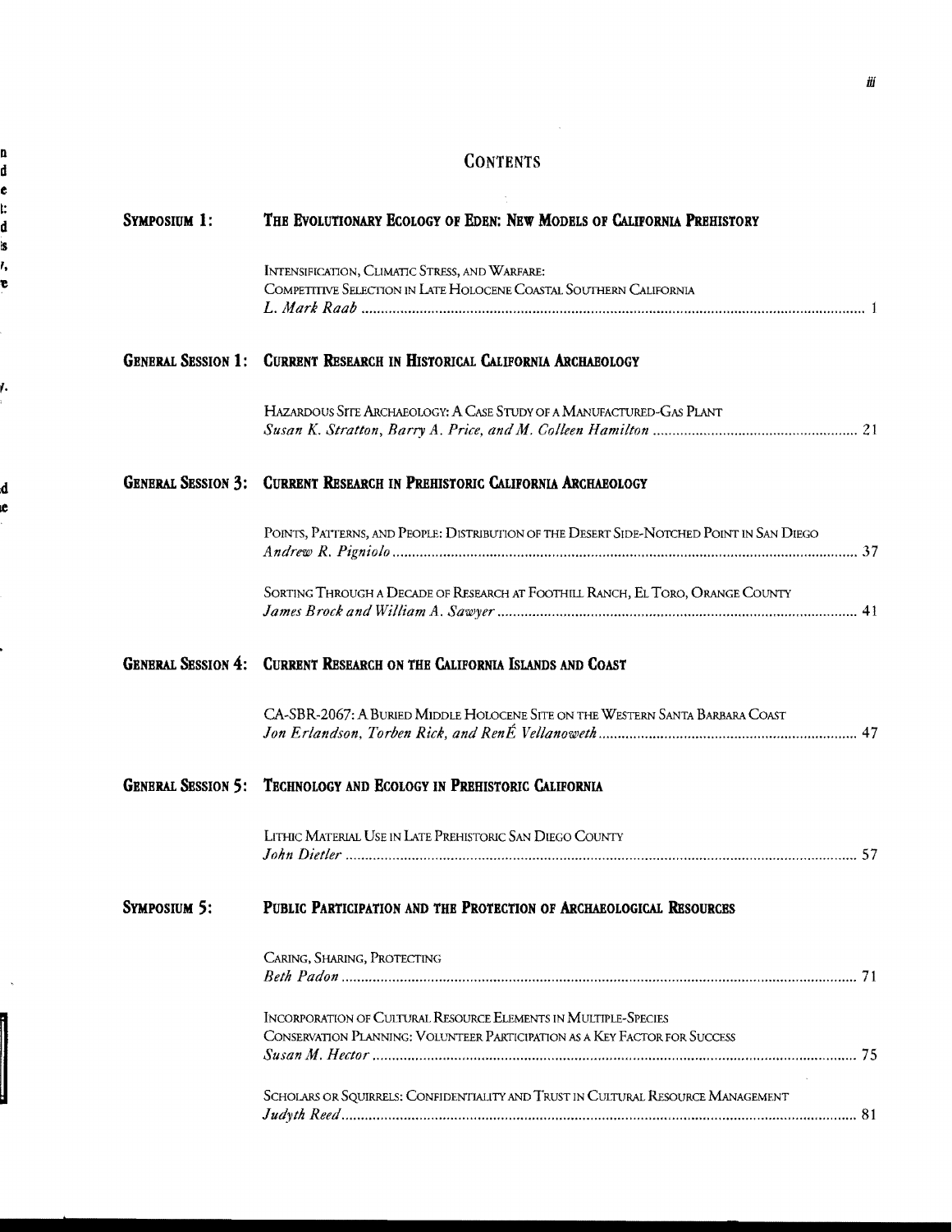# CONTENTS

## SYMPOSIUM 1: THE EVOLUTIONARY ECOLOGY OF EDEN: NEW MODELS OF CALIFORNIA PREHISTORY

INTENSIFICATION, CLIMATIC STRESS, AND WARFARE: COMPETITIVE SELECTION IN LATE HOLOCENE COASTAL SOUTHERN CALIFORNIA
*L. Mark Raab* ..... 1

## GENERAL SESSION 1: CURRENT RESEARCH IN HISTORICAL CALIFORNIA ARCHAEOLOGY

HAZARDOUS SITE ARCHAEOLOGY: A CASE STUDY OF A MANUFACTURED-GAS PLANT
*Susan K. Stratton, Barry A. Price, and M. Colleen Hamilton* ..... 21

## GENERAL SESSION 3: CURRENT RESEARCH IN PREHISTORIC CALIFORNIA ARCHAEOLOGY

POINTS, PATTERNS, AND PEOPLE: DISTRIBUTION OF THE DESERT SIDE-NOTCHED POINT IN SAN DIEGO
*Andrew R. Pigniolo* ..... 37

SORTING THROUGH A DECADE OF RESEARCH AT FOOTHILL RANCH, EL TORO, ORANGE COUNTY
*James Brock and William A. Sawyer* ..... 41

## GENERAL SESSION 4: CURRENT RESEARCH ON THE CALIFORNIA ISLANDS AND COAST

CA-SBR-2067: A BURIED MIDDLE HOLOCENE SITE ON THE WESTERN SANTA BARBARA COAST
*Jon Erlandson, Torben Rick, and RenÉ Vellanoweth* ..... 47

## GENERAL SESSION 5: TECHNOLOGY AND ECOLOGY IN PREHISTORIC CALIFORNIA

LITHIC MATERIAL USE IN LATE PREHISTORIC SAN DIEGO COUNTY
*John Dietler* ..... 57

## SYMPOSIUM 5: PUBLIC PARTICIPATION AND THE PROTECTION OF ARCHAEOLOGICAL RESOURCES

CARING, SHARING, PROTECTING
*Beth Padon* ..... 71

INCORPORATION OF CULTURAL RESOURCE ELEMENTS IN MULTIPLE-SPECIES CONSERVATION PLANNING: VOLUNTEER PARTICIPATION AS A KEY FACTOR FOR SUCCESS
*Susan M. Hector* ..... 75

SCHOLARS OR SQUIRRELS: CONFIDENTIALITY AND TRUST IN CULTURAL RESOURCE MANAGEMENT
*Judyth Reed* ..... 81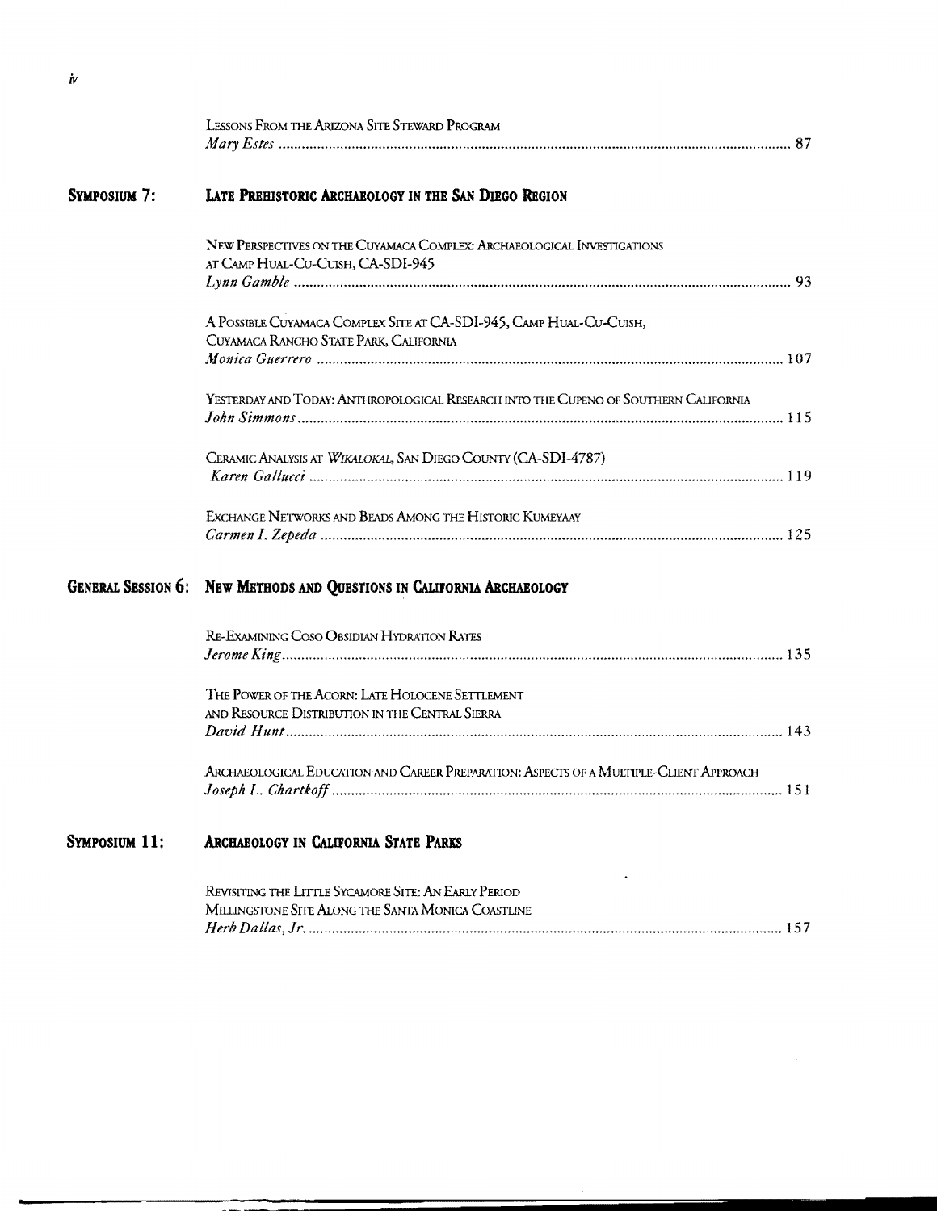Lessons From the Arizona Site Steward Program
*Mary Estes* ..... 87

## Symposium 7: Late Prehistoric Archaeology in the San Diego Region

New Perspectives on the Cuyamaca Complex: Archaeological Investigations at Camp Hual-Cu-Cuish, CA-SDI-945
*Lynn Gamble* ..... 93

A Possible Cuyamaca Complex Site at CA-SDI-945, Camp Hual-Cu-Cuish, Cuyamaca Rancho State Park, California
*Monica Guerrero* ..... 107

Yesterday and Today: Anthropological Research into the Cupeno of Southern California
*John Simmons* ..... 115

Ceramic Analysis at *Wikalokal*, San Diego County (CA-SDI-4787)
*Karen Gallucci* ..... 119

Exchange Networks and Beads Among the Historic Kumeyaay
*Carmen I. Zepeda* ..... 125

## General Session 6: New Methods and Questions in California Archaeology

Re-Examining Coso Obsidian Hydration Rates
*Jerome King* ..... 135

The Power of the Acorn: Late Holocene Settlement and Resource Distribution in the Central Sierra
*David Hunt* ..... 143

Archaeological Education and Career Preparation: Aspects of a Multiple-Client Approach
*Joseph L. Chartkoff* ..... 151

## Symposium 11: Archaeology in California State Parks

Revisiting the Little Sycamore Site: An Early Period Millingstone Site Along the Santa Monica Coastline
*Herb Dallas, Jr.* ..... 157